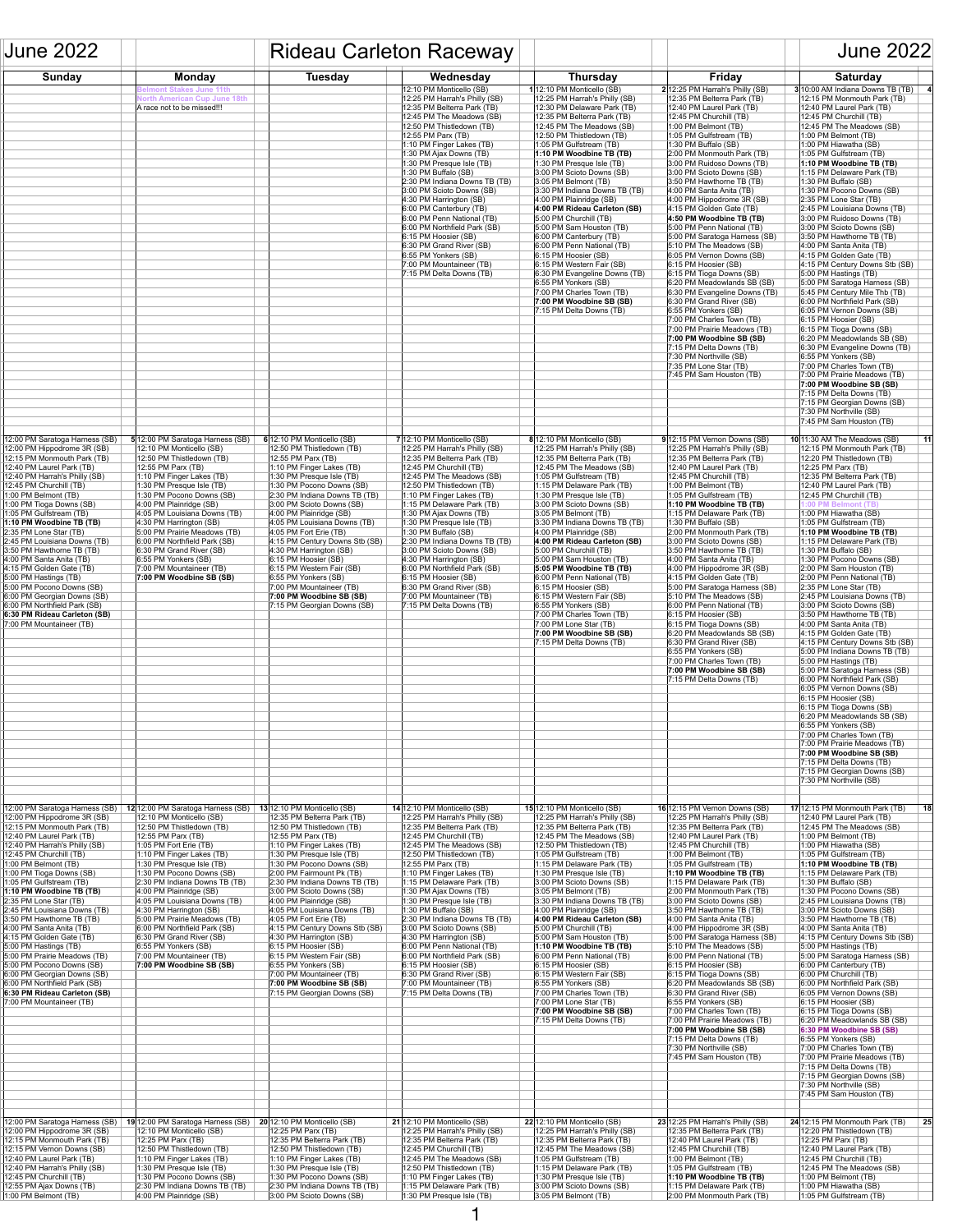# June 2022 — Rideau Carleton Raceway — June 2022

| Sunday | Monday | Tuesday | Wednesday | Thursday | Friday | Saturday |
|---|---|---|---|---|---|---|
| | Belmont Stakes June 11th<br>North American Cup June 18th<br>A race not to be missed!!! | | **1**<br>12:10 PM Monticello (SB)<br>12:25 PM Harrah's Philly (SB)<br>12:35 PM Belterra Park (TB)<br>12:45 PM The Meadows (SB)<br>12:50 PM Thistledown (TB)<br>12:55 PM Parx (TB)<br>1:10 PM Finger Lakes (TB)<br>1:30 PM Ajax Downs (TB)<br>1:30 PM Presque Isle (TB)<br>1:30 PM Buffalo (SB)<br>2:30 PM Indiana Downs TB (TB)<br>3:00 PM Scioto Downs (SB)<br>4:30 PM Harrington (SB)<br>6:00 PM Canterbury (TB)<br>6:00 PM Penn National (TB)<br>6:00 PM Northfield Park (SB)<br>6:15 PM Hoosier (SB)<br>6:30 PM Grand River (SB)<br>6:55 PM Yonkers (SB)<br>7:00 PM Mountaineer (TB)<br>7:15 PM Delta Downs (TB) | **2**<br>12:10 PM Monticello (SB)<br>12:25 PM Harrah's Philly (SB)<br>12:30 PM Delaware Park (TB)<br>12:35 PM Belterra Park (TB)<br>12:45 PM The Meadows (SB)<br>12:50 PM Thistledown (TB)<br>1:05 PM Gulfstream (TB)<br>**1:10 PM Woodbine TB (TB)**<br>1:30 PM Presque Isle (TB)<br>3:00 PM Scioto Downs (SB)<br>3:05 PM Belmont (TB)<br>3:30 PM Indiana Downs TB (TB)<br>4:00 PM Plainridge (SB)<br>**4:00 PM Rideau Carleton (SB)**<br>5:00 PM Churchill (TB)<br>5:00 PM Sam Houston (TB)<br>6:00 PM Canterbury (TB)<br>6:00 PM Penn National (TB)<br>6:15 PM Hoosier (SB)<br>6:15 PM Western Fair (SB)<br>6:30 PM Evangeline Downs (TB)<br>6:55 PM Yonkers (SB)<br>7:00 PM Charles Town (TB)<br>**7:00 PM Woodbine SB (SB)**<br>7:15 PM Delta Downs (TB) | **3**<br>12:25 PM Harrah's Philly (SB)<br>12:35 PM Belterra Park (TB)<br>12:40 PM Laurel Park (TB)<br>12:45 PM Churchill (TB)<br>1:00 PM Belmont (TB)<br>1:05 PM Gulfstream (TB)<br>1:30 PM Buffalo (SB)<br>2:00 PM Monmouth Park (TB)<br>3:00 PM Ruidoso Downs (TB)<br>3:00 PM Scioto Downs (SB)<br>3:50 PM Hawthorne TB (TB)<br>4:00 PM Santa Anita (TB)<br>4:00 PM Hippodrome 3R (SB)<br>4:15 PM Golden Gate (TB)<br>**4:50 PM Woodbine TB (TB)**<br>5:00 PM Penn National (TB)<br>5:00 PM Saratoga Harness (SB)<br>5:10 PM The Meadows (SB)<br>6:05 PM Vernon Downs (SB)<br>6:15 PM Hoosier (SB)<br>6:15 PM Tioga Downs (SB)<br>6:20 PM Meadowlands SB (SB)<br>6:30 PM Evangeline Downs (TB)<br>6:30 PM Grand River (SB)<br>6:55 PM Yonkers (SB)<br>7:00 PM Charles Town (TB)<br>7:00 PM Prairie Meadows (TB)<br>**7:00 PM Woodbine SB (SB)**<br>7:15 PM Delta Downs (TB)<br>7:30 PM Northville (SB)<br>7:35 PM Lone Star (TB)<br>7:45 PM Sam Houston (TB) | **4**<br>10:00 AM Indiana Downs TB (TB)<br>12:15 PM Monmouth Park (TB)<br>12:40 PM Laurel Park (TB)<br>12:45 PM Churchill (TB)<br>12:45 PM The Meadows (SB)<br>1:00 PM Belmont (TB)<br>1:00 PM Hiawatha (SB)<br>1:05 PM Gulfstream (TB)<br>**1:10 PM Woodbine TB (TB)**<br>1:15 PM Delaware Park (TB)<br>1:30 PM Buffalo (SB)<br>1:30 PM Pocono Downs (SB)<br>2:35 PM Lone Star (TB)<br>2:45 PM Louisiana Downs (TB)<br>3:00 PM Ruidoso Downs (TB)<br>3:00 PM Scioto Downs (SB)<br>3:50 PM Hawthorne TB (TB)<br>4:00 PM Santa Anita (TB)<br>4:15 PM Golden Gate (TB)<br>4:15 PM Century Downs Stb (SB)<br>5:00 PM Hastings (TB)<br>5:00 PM Saratoga Harness (SB)<br>5:45 PM Century Mile Thb (TB)<br>6:00 PM Northfield Park (SB)<br>6:05 PM Vernon Downs (SB)<br>6:15 PM Hoosier (SB)<br>6:15 PM Tioga Downs (SB)<br>6:20 PM Meadowlands SB (SB)<br>6:30 PM Evangeline Downs (TB)<br>6:55 PM Yonkers (SB)<br>7:00 PM Charles Town (TB)<br>7:00 PM Prairie Meadows (TB)<br>**7:00 PM Woodbine SB (SB)**<br>7:15 PM Delta Downs (TB)<br>7:15 PM Georgian Downs (SB)<br>7:30 PM Northville (SB)<br>7:45 PM Sam Houston (TB) |
| **5**<br>12:00 PM Saratoga Harness (SB)<br>12:00 PM Hippodrome 3R (SB)<br>12:15 PM Monmouth Park (TB)<br>12:40 PM Laurel Park (TB)<br>12:40 PM Harrah's Philly (SB)<br>12:45 PM Churchill (TB)<br>1:00 PM Belmont (TB)<br>1:00 PM Tioga Downs (SB)<br>1:05 PM Gulfstream (TB)<br>**1:10 PM Woodbine TB (TB)**<br>2:35 PM Lone Star (TB)<br>2:45 PM Louisiana Downs (TB)<br>3:50 PM Hawthorne TB (TB)<br>4:00 PM Santa Anita (TB)<br>4:15 PM Golden Gate (TB)<br>5:00 PM Hastings (TB)<br>5:00 PM Pocono Downs (SB)<br>6:00 PM Georgian Downs (SB)<br>6:00 PM Northfield Park (SB)<br>**6:30 PM Rideau Carleton (SB)**<br>7:00 PM Mountaineer (TB) | **6**<br>12:00 PM Saratoga Harness (SB)<br>12:10 PM Monticello (SB)<br>12:50 PM Thistledown (TB)<br>12:55 PM Parx (TB)<br>1:10 PM Finger Lakes (TB)<br>1:30 PM Presque Isle (TB)<br>1:30 PM Pocono Downs (SB)<br>4:00 PM Plainridge (SB)<br>4:05 PM Louisiana Downs (TB)<br>4:30 PM Harrington (SB)<br>5:00 PM Prairie Meadows (TB)<br>6:00 PM Northfield Park (SB)<br>6:30 PM Grand River (SB)<br>6:55 PM Yonkers (SB)<br>7:00 PM Mountaineer (TB)<br>**7:00 PM Woodbine SB (SB)** | **7**<br>12:10 PM Monticello (SB)<br>12:50 PM Thistledown (TB)<br>12:55 PM Parx (TB)<br>1:10 PM Finger Lakes (TB)<br>1:30 PM Presque Isle (TB)<br>1:30 PM Pocono Downs (SB)<br>2:30 PM Indiana Downs TB (TB)<br>3:00 PM Scioto Downs (SB)<br>4:00 PM Plainridge (SB)<br>4:05 PM Louisiana Downs (TB)<br>4:05 PM Fort Erie (TB)<br>4:15 PM Century Downs Stb (SB)<br>4:30 PM Harrington (SB)<br>6:15 PM Hoosier (SB)<br>6:15 PM Western Fair (SB)<br>6:55 PM Yonkers (SB)<br>7:00 PM Mountaineer (TB)<br>**7:00 PM Woodbine SB (SB)**<br>7:15 PM Georgian Downs (SB) | **8**<br>12:10 PM Monticello (SB)<br>12:25 PM Harrah's Philly (SB)<br>12:35 PM Belterra Park (TB)<br>12:45 PM Churchill (TB)<br>12:45 PM The Meadows (SB)<br>12:50 PM Thistledown (TB)<br>1:10 PM Finger Lakes (TB)<br>1:30 PM Ajax Downs (TB)<br>1:30 PM Presque Isle (TB)<br>1:30 PM Buffalo (SB)<br>2:30 PM Indiana Downs TB (TB)<br>3:00 PM Scioto Downs (SB)<br>4:30 PM Harrington (SB)<br>6:00 PM Northfield Park (SB)<br>6:15 PM Hoosier (SB)<br>6:30 PM Grand River (SB)<br>7:00 PM Mountaineer (TB)<br>7:15 PM Delta Downs (TB) | **9**<br>12:10 PM Monticello (SB)<br>12:25 PM Harrah's Philly (SB)<br>12:45 PM The Meadows (SB)<br>1:05 PM Gulfstream (TB)<br>1:15 PM Delaware Park (TB)<br>1:30 PM Presque Isle (TB)<br>3:00 PM Scioto Downs (SB)<br>3:05 PM Belmont (TB)<br>3:30 PM Indiana Downs TB (TB)<br>4:00 PM Plainridge (SB)<br>**4:00 PM Rideau Carleton (SB)**<br>**5:05 PM Woodbine TB (TB)**<br>5:00 PM Churchill (TB)<br>5:00 PM Sam Houston (TB)<br>6:00 PM Penn National (TB)<br>6:15 PM Hoosier (SB)<br>6:15 PM Western Fair (SB)<br>6:55 PM Yonkers (SB)<br>7:00 PM Charles Town (TB)<br>7:00 PM Lone Star (TB)<br>**7:00 PM Woodbine SB (SB)**<br>7:15 PM Delta Downs (TB) | **10**<br>12:15 PM Vernon Downs (SB)<br>12:25 PM Harrah's Philly (SB)<br>12:35 PM Belterra Park (TB)<br>12:40 PM Laurel Park (TB)<br>12:45 PM Churchill (TB)<br>1:00 PM Belmont (TB)<br>1:05 PM Gulfstream (TB)<br>**1:10 PM Woodbine TB (TB)**<br>1:15 PM Delaware Park (TB)<br>1:30 PM Buffalo (SB)<br>2:00 PM Monmouth Park (TB)<br>3:00 PM Scioto Downs (SB)<br>3:50 PM Hawthorne TB (TB)<br>4:00 PM Santa Anita (TB)<br>4:00 PM Hippodrome 3R (SB)<br>4:15 PM Golden Gate (TB)<br>5:00 PM Saratoga Harness (SB)<br>5:10 PM The Meadows (SB)<br>6:00 PM Penn National (TB)<br>6:15 PM Hoosier (SB)<br>6:15 PM Tioga Downs (SB)<br>6:20 PM Meadowlands SB (SB)<br>6:30 PM Grand River (SB)<br>6:55 PM Yonkers (SB)<br>7:00 PM Charles Town (TB)<br>**7:00 PM Woodbine SB (SB)**<br>7:15 PM Delta Downs (TB) | **11**<br>11:30 AM The Meadows (SB)<br>12:15 PM Monmouth Park (TB)<br>12:20 PM Thistledown (TB)<br>12:25 PM Parx (TB)<br>12:35 PM Belterra Park (TB)<br>12:40 PM Laurel Park (TB)<br>12:45 PM Churchill (TB)<br>1:00 PM Belmont (TB)<br>1:00 PM Hiawatha (SB)<br>1:05 PM Gulfstream (TB)<br>**1:10 PM Woodbine TB (TB)**<br>1:15 PM Delaware Park (TB)<br>1:30 PM Buffalo (SB)<br>1:30 PM Pocono Downs (SB)<br>2:00 PM Sam Houston (TB)<br>2:00 PM Penn National (TB)<br>2:35 PM Lone Star (TB)<br>2:45 PM Louisiana Downs (TB)<br>3:00 PM Scioto Downs (SB)<br>3:50 PM Hawthorne TB (TB)<br>4:00 PM Santa Anita (TB)<br>4:15 PM Golden Gate (TB)<br>4:15 PM Century Downs Stb (SB)<br>5:00 PM Indiana Downs TB (TB)<br>5:00 PM Hastings (TB)<br>5:00 PM Saratoga Harness (SB)<br>6:00 PM Northfield Park (SB)<br>6:05 PM Vernon Downs (SB)<br>6:15 PM Hoosier (SB)<br>6:15 PM Tioga Downs (SB)<br>6:20 PM Meadowlands SB (SB)<br>6:55 PM Yonkers (SB)<br>7:00 PM Charles Town (TB)<br>7:00 PM Prairie Meadows (TB)<br>**7:00 PM Woodbine SB (SB)**<br>7:15 PM Delta Downs (TB)<br>7:15 PM Georgian Downs (SB)<br>7:30 PM Northville (SB) |
| **12**<br>12:00 PM Saratoga Harness (SB)<br>12:00 PM Hippodrome 3R (SB)<br>12:15 PM Monmouth Park (TB)<br>12:40 PM Laurel Park (TB)<br>12:40 PM Harrah's Philly (SB)<br>12:45 PM Churchill (TB)<br>1:00 PM Belmont (TB)<br>1:00 PM Tioga Downs (SB)<br>1:05 PM Gulfstream (TB)<br>**1:10 PM Woodbine TB (TB)**<br>2:35 PM Lone Star (TB)<br>2:45 PM Louisiana Downs (TB)<br>3:50 PM Hawthorne TB (TB)<br>4:00 PM Santa Anita (TB)<br>4:15 PM Golden Gate (TB)<br>5:00 PM Hastings (TB)<br>5:00 PM Prairie Meadows (TB)<br>5:00 PM Pocono Downs (SB)<br>6:00 PM Georgian Downs (SB)<br>6:00 PM Northfield Park (SB)<br>**6:30 PM Rideau Carleton (SB)**<br>7:00 PM Mountaineer (TB) | **13**<br>12:00 PM Saratoga Harness (SB)<br>12:10 PM Monticello (SB)<br>12:50 PM Thistledown (TB)<br>12:55 PM Parx (TB)<br>1:05 PM Fort Erie (TB)<br>1:10 PM Finger Lakes (TB)<br>1:30 PM Presque Isle (TB)<br>1:30 PM Pocono Downs (SB)<br>2:30 PM Indiana Downs TB (TB)<br>4:00 PM Plainridge (SB)<br>4:05 PM Louisiana Downs (TB)<br>4:30 PM Harrington (SB)<br>5:00 PM Prairie Meadows (TB)<br>6:00 PM Northfield Park (SB)<br>6:30 PM Grand River (SB)<br>6:55 PM Yonkers (SB)<br>7:00 PM Mountaineer (TB)<br>**7:00 PM Woodbine SB (SB)** | **14**<br>12:10 PM Monticello (SB)<br>12:35 PM Belterra Park (TB)<br>12:50 PM Thistledown (TB)<br>12:55 PM Parx (TB)<br>1:10 PM Finger Lakes (TB)<br>1:30 PM Presque Isle (TB)<br>1:30 PM Pocono Downs (SB)<br>2:00 PM Fairmount Pk (TB)<br>2:30 PM Indiana Downs TB (TB)<br>3:00 PM Scioto Downs (SB)<br>4:00 PM Plainridge (SB)<br>4:05 PM Louisiana Downs (TB)<br>4:05 PM Fort Erie (TB)<br>4:15 PM Century Downs Stb (SB)<br>4:30 PM Harrington (SB)<br>6:15 PM Hoosier (SB)<br>6:15 PM Western Fair (SB)<br>6:55 PM Yonkers (SB)<br>7:00 PM Mountaineer (TB)<br>**7:00 PM Woodbine SB (SB)**<br>7:15 PM Georgian Downs (SB) | **15**<br>12:10 PM Monticello (SB)<br>12:25 PM Harrah's Philly (SB)<br>12:35 PM Belterra Park (TB)<br>12:45 PM Churchill (TB)<br>12:45 PM The Meadows (SB)<br>12:50 PM Thistledown (TB)<br>12:55 PM Parx (TB)<br>1:10 PM Finger Lakes (TB)<br>1:15 PM Delaware Park (TB)<br>1:30 PM Ajax Downs (TB)<br>1:30 PM Presque Isle (TB)<br>1:30 PM Buffalo (SB)<br>2:30 PM Indiana Downs TB (TB)<br>3:00 PM Scioto Downs (SB)<br>4:30 PM Harrington (SB)<br>6:00 PM Penn National (TB)<br>6:00 PM Northfield Park (SB)<br>6:15 PM Hoosier (SB)<br>6:30 PM Grand River (SB)<br>7:00 PM Mountaineer (TB)<br>7:15 PM Delta Downs (TB) | **16**<br>12:10 PM Monticello (SB)<br>12:25 PM Harrah's Philly (SB)<br>12:35 PM Belterra Park (TB)<br>12:45 PM The Meadows (SB)<br>12:50 PM Thistledown (TB)<br>1:05 PM Gulfstream (TB)<br>1:15 PM Delaware Park (TB)<br>1:30 PM Presque Isle (TB)<br>3:00 PM Scioto Downs (SB)<br>3:05 PM Belmont (TB)<br>3:30 PM Indiana Downs TB (TB)<br>4:00 PM Plainridge (SB)<br>**4:00 PM Rideau Carleton (SB)**<br>5:00 PM Churchill (TB)<br>5:00 PM Sam Houston (TB)<br>**1:10 PM Woodbine TB (TB)**<br>6:00 PM Penn National (TB)<br>6:15 PM Hoosier (SB)<br>6:15 PM Western Fair (SB)<br>6:55 PM Yonkers (SB)<br>7:00 PM Charles Town (TB)<br>7:00 PM Lone Star (TB)<br>**7:00 PM Woodbine SB (SB)**<br>7:15 PM Delta Downs (TB) | **17**<br>12:15 PM Vernon Downs (SB)<br>12:25 PM Harrah's Philly (SB)<br>12:35 PM Belterra Park (TB)<br>12:40 PM Laurel Park (TB)<br>12:45 PM Churchill (TB)<br>1:00 PM Belmont (TB)<br>1:05 PM Gulfstream (TB)<br>**1:10 PM Woodbine TB (TB)**<br>1:15 PM Delaware Park (TB)<br>2:00 PM Monmouth Park (TB)<br>3:00 PM Scioto Downs (SB)<br>3:50 PM Hawthorne TB (TB)<br>4:00 PM Santa Anita (TB)<br>4:00 PM Hippodrome 3R (SB)<br>5:00 PM Saratoga Harness (SB)<br>5:10 PM The Meadows (SB)<br>6:00 PM Penn National (TB)<br>6:15 PM Hoosier (SB)<br>6:15 PM Tioga Downs (SB)<br>6:20 PM Meadowlands SB (SB)<br>6:30 PM Grand River (SB)<br>6:55 PM Yonkers (SB)<br>7:00 PM Charles Town (TB)<br>7:00 PM Prairie Meadows (TB)<br>**7:00 PM Woodbine SB (SB)**<br>7:15 PM Delta Downs (TB)<br>7:30 PM Northville (SB)<br>7:45 PM Sam Houston (TB) | **18**<br>12:15 PM Monmouth Park (TB)<br>12:40 PM Laurel Park (TB)<br>12:45 PM The Meadows (SB)<br>1:00 PM Belmont (TB)<br>1:00 PM Hiawatha (SB)<br>1:05 PM Gulfstream (TB)<br>**1:10 PM Woodbine TB (TB)**<br>1:15 PM Delaware Park (TB)<br>1:30 PM Buffalo (SB)<br>1:30 PM Pocono Downs (SB)<br>2:45 PM Louisiana Downs (TB)<br>3:00 PM Scioto Downs (SB)<br>3:50 PM Hawthorne TB (TB)<br>4:00 PM Santa Anita (TB)<br>4:15 PM Century Downs Stb (SB)<br>5:00 PM Hastings (TB)<br>5:00 PM Saratoga Harness (SB)<br>6:00 PM Canterbury (TB)<br>6:00 PM Churchill (TB)<br>6:00 PM Northfield Park (SB)<br>6:05 PM Vernon Downs (SB)<br>6:15 PM Hoosier (SB)<br>6:15 PM Tioga Downs (SB)<br>6:20 PM Meadowlands SB (SB)<br>**6:30 PM Woodbine SB (SB)**<br>6:55 PM Yonkers (SB)<br>7:00 PM Charles Town (TB)<br>7:00 PM Prairie Meadows (TB)<br>7:15 PM Delta Downs (TB)<br>7:15 PM Georgian Downs (SB)<br>7:30 PM Northville (SB)<br>7:45 PM Sam Houston (TB) |
| **19**<br>12:00 PM Saratoga Harness (SB)<br>12:00 PM Hippodrome 3R (SB)<br>12:15 PM Monmouth Park (TB)<br>12:15 PM Vernon Downs (SB)<br>12:40 PM Laurel Park (TB)<br>12:40 PM Harrah's Philly (SB)<br>12:45 PM Churchill (TB)<br>12:55 PM Ajax Downs (TB)<br>1:00 PM Belmont (TB) | **20**<br>12:00 PM Saratoga Harness (SB)<br>12:10 PM Monticello (SB)<br>12:25 PM Parx (TB)<br>12:50 PM Thistledown (TB)<br>1:10 PM Finger Lakes (TB)<br>1:30 PM Presque Isle (TB)<br>1:30 PM Pocono Downs (SB)<br>2:30 PM Indiana Downs TB (TB)<br>4:00 PM Plainridge (SB) | **21**<br>12:10 PM Monticello (SB)<br>12:25 PM Parx (TB)<br>12:35 PM Belterra Park (TB)<br>12:50 PM Thistledown (TB)<br>1:10 PM Finger Lakes (TB)<br>1:30 PM Presque Isle (TB)<br>1:30 PM Pocono Downs (SB)<br>2:30 PM Indiana Downs TB (TB)<br>3:00 PM Scioto Downs (SB) | **22**<br>12:10 PM Monticello (SB)<br>12:25 PM Harrah's Philly (SB)<br>12:35 PM Belterra Park (TB)<br>12:45 PM Churchill (TB)<br>12:45 PM The Meadows (SB)<br>12:50 PM Thistledown (TB)<br>1:10 PM Finger Lakes (TB)<br>1:15 PM Delaware Park (TB)<br>1:30 PM Presque Isle (TB) | **23**<br>12:10 PM Monticello (SB)<br>12:25 PM Harrah's Philly (SB)<br>12:35 PM Belterra Park (TB)<br>12:45 PM The Meadows (SB)<br>1:05 PM Gulfstream (TB)<br>1:15 PM Delaware Park (TB)<br>1:30 PM Presque Isle (TB)<br>3:00 PM Scioto Downs (SB)<br>3:05 PM Belmont (TB) | **24**<br>12:25 PM Harrah's Philly (SB)<br>12:35 PM Belterra Park (TB)<br>12:40 PM Laurel Park (TB)<br>12:45 PM Churchill (TB)<br>1:00 PM Belmont (TB)<br>1:05 PM Gulfstream (TB)<br>**1:10 PM Woodbine TB (TB)**<br>1:15 PM Delaware Park (TB)<br>2:00 PM Monmouth Park (TB) | **25**<br>12:15 PM Monmouth Park (TB)<br>12:20 PM Thistledown (TB)<br>12:25 PM Parx (TB)<br>12:40 PM Laurel Park (TB)<br>12:45 PM Churchill (TB)<br>12:45 PM The Meadows (SB)<br>1:00 PM Belmont (TB)<br>1:00 PM Hiawatha (SB)<br>1:05 PM Gulfstream (TB) |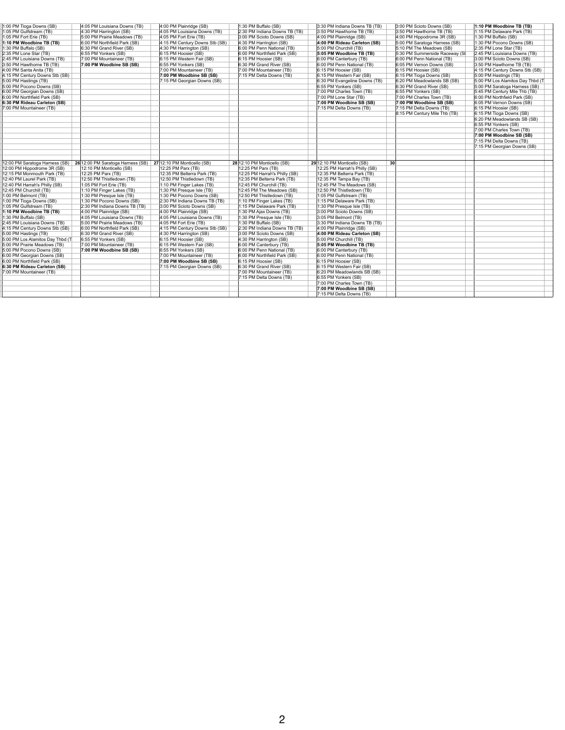| | | | | | | |
|---|---|---|---|---|---|---|
| 1:00 PM Tioga Downs (SB) | 4:05 PM Louisiana Downs (TB) | 4:00 PM Plainridge (SB) | 1:30 PM Buffalo (SB) | 3:30 PM Indiana Downs TB (TB) | 3:00 PM Scioto Downs (SB) | **1:10 PM Woodbine TB (TB)** |
| 1:05 PM Gulfstream (TB) | 4:30 PM Harrington (SB) | 4:05 PM Louisiana Downs (TB) | 2:30 PM Indiana Downs TB (TB) | 3:50 PM Hawthorne TB (TB) | 3:50 PM Hawthorne TB (TB) | 1:15 PM Delaware Park (TB) |
| 1:05 PM Fort Erie (TB) | 5:00 PM Prairie Meadows (TB) | 4:05 PM Fort Erie (TB) | 3:00 PM Scioto Downs (SB) | 4:00 PM Plainridge (SB) | 4:00 PM Hippodrome 3R (SB) | 1:30 PM Buffalo (SB) |
| **1:10 PM Woodbine TB (TB)** | 6:00 PM Northfield Park (SB) | 4:15 PM Century Downs Stb (SB) | 4:30 PM Harrington (SB) | **4:00 PM Rideau Carleton (SB)** | 5:00 PM Saratoga Harness (SB) | 1:30 PM Pocono Downs (SB) |
| 1:30 PM Buffalo (SB) | 6:30 PM Grand River (SB) | 4:30 PM Harrington (SB) | 6:00 PM Penn National (TB) | 5:00 PM Churchill (TB) | 5:10 PM The Meadows (SB) | 2:35 PM Lone Star (TB) |
| 2:35 PM Lone Star (TB) | 6:55 PM Yonkers (SB) | 6:15 PM Hoosier (SB) | 6:00 PM Northfield Park (SB) | **5:05 PM Woodbine TB (TB)** | 5:30 PM Summerside Raceway (SI | 2:45 PM Louisiana Downs (TB) |
| 2:45 PM Louisiana Downs (TB) | 7:00 PM Mountaineer (TB) | 6:15 PM Western Fair (SB) | 6:15 PM Hoosier (SB) | 6:00 PM Canterbury (TB) | 6:00 PM Penn National (TB) | 3:00 PM Scioto Downs (SB) |
| 3:50 PM Hawthorne TB (TB) | **7:00 PM Woodbine SB (SB)** | 6:55 PM Yonkers (SB) | 6:30 PM Grand River (SB) | 6:00 PM Penn National (TB) | 6:05 PM Vernon Downs (SB) | 3:50 PM Hawthorne TB (TB) |
| 4:00 PM Santa Anita (TB) | | 7:00 PM Mountaineer (TB) | 7:00 PM Mountaineer (TB) | 6:15 PM Hoosier (SB) | 6:15 PM Hoosier (SB) | 4:15 PM Century Downs Stb (SB) |
| 4:15 PM Century Downs Stb (SB) | | **7:00 PM Woodbine SB (SB)** | 7:15 PM Delta Downs (TB) | 6:15 PM Western Fair (SB) | 6:15 PM Tioga Downs (SB) | 5:00 PM Hastings (TB) |
| 5:00 PM Hastings (TB) | | 7:15 PM Georgian Downs (SB) | | 6:30 PM Evangeline Downs (TB) | 6:20 PM Meadowlands SB (SB) | 5:00 PM Los Alamitos Day Thbd (T |
| 5:00 PM Pocono Downs (SB) | | | | 6:55 PM Yonkers (SB) | 6:30 PM Grand River (SB) | 5:00 PM Saratoga Harness (SB) |
| 6:00 PM Georgian Downs (SB) | | | | 7:00 PM Charles Town (TB) | 6:55 PM Yonkers (SB) | 5:45 PM Century Mile Thb (TB) |
| 6:00 PM Northfield Park (SB) | | | | 7:00 PM Lone Star (TB) | 7:00 PM Charles Town (TB) | 6:00 PM Northfield Park (SB) |
| **6:30 PM Rideau Carleton (SB)** | | | | **7:00 PM Woodbine SB (SB)** | **7:00 PM Woodbine SB (SB)** | 6:05 PM Vernon Downs (SB) |
| 7:00 PM Mountaineer (TB) | | | | 7:15 PM Delta Downs (TB) | 7:15 PM Delta Downs (TB) | 6:15 PM Hoosier (SB) |
| | | | | | 8:15 PM Century Mile Thb (TB) | 6:15 PM Tioga Downs (SB) |
| | | | | | | 6:20 PM Meadowlands SB (SB) |
| | | | | | | 6:55 PM Yonkers (SB) |
| | | | | | | 7:00 PM Charles Town (TB) |
| | | | | | | **7:00 PM Woodbine SB (SB)** |
| | | | | | | 7:15 PM Delta Downs (TB) |
| | | | | | | 7:15 PM Georgian Downs (SB) |
| | **26** | **27** | **28** | **29** | **30** | |
| 12:00 PM Saratoga Harness (SB) | 12:00 PM Saratoga Harness (SB) | 12:10 PM Monticello (SB) | 12:10 PM Monticello (SB) | 12:10 PM Monticello (SB) | | |
| 12:00 PM Hippodrome 3R (SB) | 12:10 PM Monticello (SB) | 12:25 PM Parx (TB) | 12:25 PM Parx (TB) | 12:25 PM Harrah's Philly (SB) | | |
| 12:15 PM Monmouth Park (TB) | 12:25 PM Parx (TB) | 12:35 PM Belterra Park (TB) | 12:25 PM Harrah's Philly (SB) | 12:35 PM Belterra Park (TB) | | |
| 12:40 PM Laurel Park (TB) | 12:50 PM Thistledown (TB) | 12:50 PM Thistledown (TB) | 12:35 PM Belterra Park (TB) | 12:35 PM Tampa Bay (TB) | | |
| 12:40 PM Harrah's Philly (SB) | 1:05 PM Fort Erie (TB) | 1:10 PM Finger Lakes (TB) | 12:45 PM Churchill (TB) | 12:45 PM The Meadows (SB) | | |
| 12:45 PM Churchill (TB) | 1:10 PM Finger Lakes (TB) | 1:30 PM Presque Isle (TB) | 12:45 PM The Meadows (SB) | 12:50 PM Thistledown (TB) | | |
| 1:00 PM Belmont (TB) | 1:30 PM Presque Isle (TB) | 1:30 PM Pocono Downs (SB) | 12:50 PM Thistledown (TB) | 1:05 PM Gulfstream (TB) | | |
| 1:00 PM Tioga Downs (SB) | 1:30 PM Pocono Downs (SB) | 2:30 PM Indiana Downs TB (TB) | 1:10 PM Finger Lakes (TB) | 1:15 PM Delaware Park (TB) | | |
| 1:05 PM Gulfstream (TB) | 2:30 PM Indiana Downs TB (TB) | 3:00 PM Scioto Downs (SB) | 1:15 PM Delaware Park (TB) | 1:30 PM Presque Isle (TB) | | |
| **1:10 PM Woodbine TB (TB)** | 4:00 PM Plainridge (SB) | 4:00 PM Plainridge (SB) | 1:30 PM Ajax Downs (TB) | 3:00 PM Scioto Downs (SB) | | |
| 1:30 PM Buffalo (SB) | 4:05 PM Louisiana Downs (TB) | 4:05 PM Louisiana Downs (TB) | 1:30 PM Presque Isle (TB) | 3:05 PM Belmont (TB) | | |
| 2:45 PM Louisiana Downs (TB) | 5:00 PM Prairie Meadows (TB) | 4:05 PM Fort Erie (TB) | 1:30 PM Buffalo (SB) | 3:30 PM Indiana Downs TB (TB) | | |
| 4:15 PM Century Downs Stb (SB) | 6:00 PM Northfield Park (SB) | 4:15 PM Century Downs Stb (SB) | 2:30 PM Indiana Downs TB (TB) | 4:00 PM Plainridge (SB) | | |
| 5:00 PM Hastings (TB) | 6:30 PM Grand River (SB) | 4:30 PM Harrington (SB) | 3:00 PM Scioto Downs (SB) | **4:00 PM Rideau Carleton (SB)** | | |
| 5:00 PM Los Alamitos Day Thbd (T | 6:55 PM Yonkers (SB) | 6:15 PM Hoosier (SB) | 4:30 PM Harrington (SB) | 5:00 PM Churchill (TB) | | |
| 5:00 PM Prairie Meadows (TB) | 7:00 PM Mountaineer (TB) | 6:15 PM Western Fair (SB) | 6:00 PM Canterbury (TB) | **5:05 PM Woodbine TB (TB)** | | |
| 5:00 PM Pocono Downs (SB) | **7:00 PM Woodbine SB (SB)** | 6:55 PM Yonkers (SB) | 6:00 PM Penn National (TB) | 6:00 PM Canterbury (TB) | | |
| 6:00 PM Georgian Downs (SB) | | 7:00 PM Mountaineer (TB) | 6:00 PM Northfield Park (SB) | 6:00 PM Penn National (TB) | | |
| 6:00 PM Northfield Park (SB) | | **7:00 PM Woodbine SB (SB)** | 6:15 PM Hoosier (SB) | 6:15 PM Hoosier (SB) | | |
| **6:30 PM Rideau Carleton (SB)** | | 7:15 PM Georgian Downs (SB) | 6:30 PM Grand River (SB) | 6:15 PM Western Fair (SB) | | |
| 7:00 PM Mountaineer (TB) | | | 7:00 PM Mountaineer (TB) | 6:20 PM Meadowlands SB (SB) | | |
| | | | 7:15 PM Delta Downs (TB) | 6:55 PM Yonkers (SB) | | |
| | | | | 7:00 PM Charles Town (TB) | | |
| | | | | **7:00 PM Woodbine SB (SB)** | | |
| | | | | 7:15 PM Delta Downs (TB) | | |